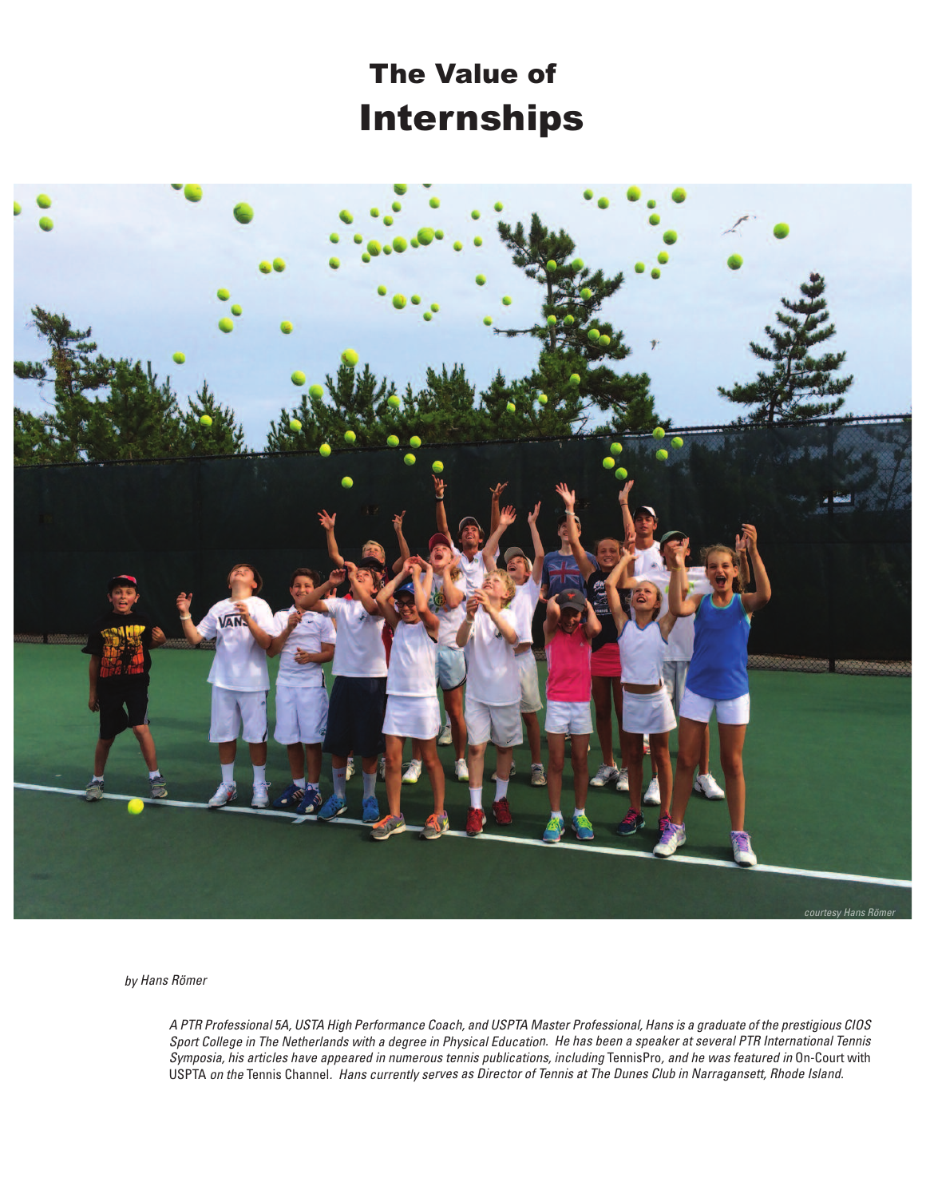# The Value of Internships

courtesy Hans Römer

*by Hans Römer*

*A PTR Professional 5A, USTA High Performance Coach, and USPTA Master Professional, Hans is a graduate of the prestigious CIOS Sport College in The Netherlands with a degree in Physical Education. He has been a speaker at several PTR International Tennis Symposia, his articles have appeared in numerous tennis publications, including* TennisPro*, and he was featured in* On-Court with USPTA *on the* Tennis Channel*. Hans currently serves as Director of Tennis at The Dunes Club in Narragansett, Rhode Island.*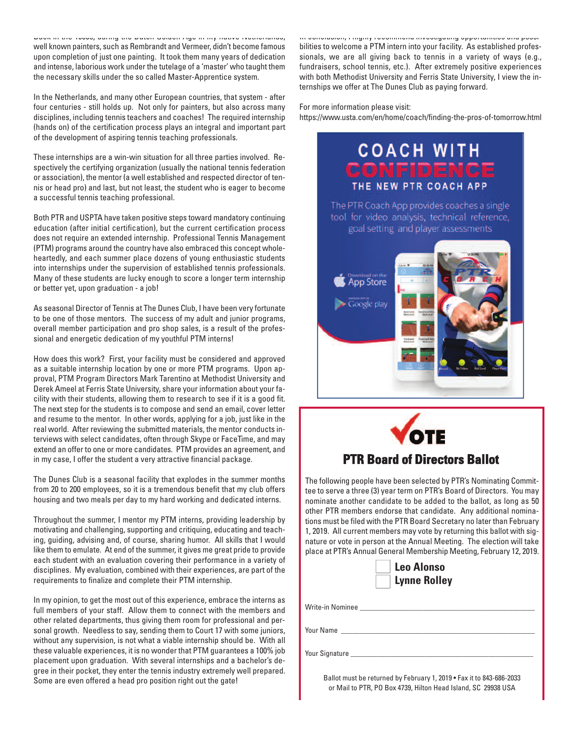Back in the 1600s, during the Dutch Golden Age in my native Netherlands, well known painters, such as Rembrandt and Vermeer, didn't become famous upon completion of just one painting. It took them many years of dedication and intense, laborious work under the tutelage of a 'master' who taught them the necessary skills under the so called Master-Apprentice system.

In the Netherlands, and many other European countries, that system - after four centuries - still holds up. Not only for painters, but also across many disciplines, including tennis teachers and coaches! The required internship (hands on) of the certification process plays an integral and important part of the development of aspiring tennis teaching professionals.

These internships are a win-win situation for all three parties involved. Respectively the certifying organization (usually the national tennis federation or association), the mentor (a well established and respected director of tennis or head pro) and last, but not least, the student who is eager to become a successful tennis teaching professional.

Both PTR and USPTA have taken positive steps toward mandatory continuing education (after initial certification), but the current certification process does not require an extended internship. Professional Tennis Management (PTM) programs around the country have also embraced this concept wholeheartedly, and each summer place dozens of young enthusiastic students into internships under the supervision of established tennis professionals. Many of these students are lucky enough to score a longer term internship or better yet, upon graduation - a job!

As seasonal Director of Tennis at The Dunes Club, I have been very fortunate to be one of those mentors. The success of my adult and junior programs, overall member participation and pro shop sales, is a result of the professional and energetic dedication of my youthful PTM interns!

How does this work? First, your facility must be considered and approved as a suitable internship location by one or more PTM programs. Upon approval, PTM Program Directors Mark Tarentino at Methodist University and Derek Ameel at Ferris State University, share your information about your facility with their students, allowing them to research to see if it is a good fit. The next step for the students is to compose and send an email, cover letter and resume to the mentor. In other words, applying for a job, just like in the real world. After reviewing the submitted materials, the mentor conducts interviews with select candidates, often through Skype or FaceTime, and may extend an offer to one or more candidates. PTM provides an agreement, and in my case, I offer the student a very attractive financial package.

The Dunes Club is a seasonal facility that explodes in the summer months from 20 to 200 employees, so it is a tremendous benefit that my club offers housing and two meals per day to my hard working and dedicated interns.

Throughout the summer, I mentor my PTM interns, providing leadership by motivating and challenging, supporting and critiquing, educating and teaching, guiding, advising and, of course, sharing humor. All skills that I would like them to emulate. At end of the summer, it gives me great pride to provide each student with an evaluation covering their performance in a variety of disciplines. My evaluation, combined with their experiences, are part of the requirements to finalize and complete their PTM internship.

In my opinion, to get the most out of this experience, embrace the interns as full members of your staff. Allow them to connect with the members and other related departments, thus giving them room for professional and personal growth. Needless to say, sending them to Court 17 with some juniors, without any supervision, is not what a viable internship should be. With all these valuable experiences, it is no wonder that PTM guarantees a 100% job placement upon graduation. With several internships and a bachelor's degree in their pocket, they enter the tennis industry extremely well prepared. Some are even offered a head pro position right out the gate!

In conclusion, I highly recommend investigating opportunities and possibilities to welcome a PTM intern into your facility. As established professionals, we are all giving back to tennis in a variety of ways (e.g., fundraisers, school tennis, etc.). After extremely positive experiences with both Methodist University and Ferris State University, I view the internships we offer at The Dunes Club as paying forward.

For more information please visit:
https://www.usta.com/en/home/coach/finding-the-pros-of-tomorrow.html

# COACH WITH CONFIDENCE

## THE NEW PTR COACH APP

The PTR Coach App provides coaches a single tool for video analysis, technical reference, goal setting and player assessments

Download on the App Store

ANDROID APP ON Google play

# VOTE

## PTR Board of Directors Ballot

The following people have been selected by PTR's Nominating Committee to serve a three (3) year term on PTR's Board of Directors. You may nominate another candidate to be added to the ballot, as long as 50 other PTR members endorse that candidate. Any additional nominations must be filed with the PTR Board Secretary no later than February 1, 2019. All current members may vote by returning this ballot with signature or vote in person at the Annual General Membership Meeting. The election will take place at PTR's Annual General Membership Meeting, February 12, 2019.

☐ **Leo Alonso**
☐ **Lynne Rolley**

Write-in Nominee \_\_\_\_\_\_\_\_\_\_\_\_\_\_\_\_\_\_\_\_

Your Name \_\_\_\_\_\_\_\_\_\_\_\_\_\_\_\_\_\_\_\_

Your Signature \_\_\_\_\_\_\_\_\_\_\_\_\_\_\_\_\_\_\_\_

Ballot must be returned by February 1, 2019 • Fax it to 843-686-2033 or Mail to PTR, PO Box 4739, Hilton Head Island, SC 29938 USA